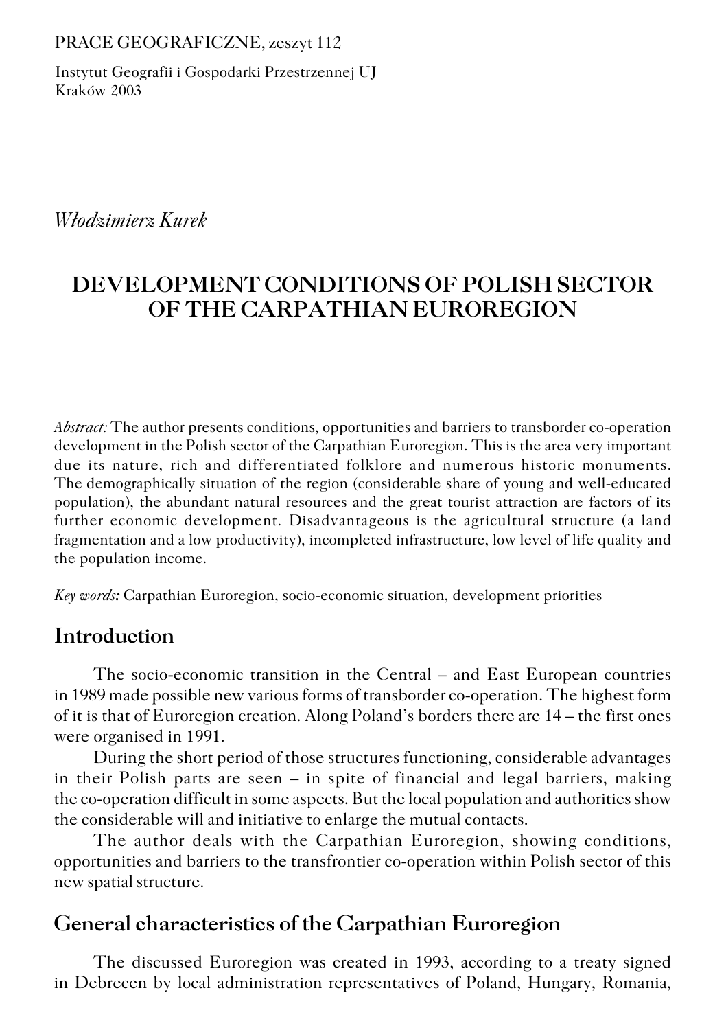PRACE GEOGRAFICZNE, zeszyt 112

Instytut Geografii i Gospodarki Przestrzennej UJ
Kraków 2003

*Włodzimierz Kurek*

# DEVELOPMENT CONDITIONS OF POLISH SECTOR OF THE CARPATHIAN EUROREGION

*Abstract:* The author presents conditions, opportunities and barriers to transborder co-operation development in the Polish sector of the Carpathian Euroregion. This is the area very important due its nature, rich and differentiated folklore and numerous historic monuments. The demographically situation of the region (considerable share of young and well-educated population), the abundant natural resources and the great tourist attraction are factors of its further economic development. Disadvantageous is the agricultural structure (a land fragmentation and a low productivity), incompleted infrastructure, low level of life quality and the population income.

*Key words:* Carpathian Euroregion, socio-economic situation, development priorities

## Introduction

The socio-economic transition in the Central – and East European countries in 1989 made possible new various forms of transborder co-operation. The highest form of it is that of Euroregion creation. Along Poland's borders there are 14 – the first ones were organised in 1991.

During the short period of those structures functioning, considerable advantages in their Polish parts are seen – in spite of financial and legal barriers, making the co-operation difficult in some aspects. But the local population and authorities show the considerable will and initiative to enlarge the mutual contacts.

The author deals with the Carpathian Euroregion, showing conditions, opportunities and barriers to the transfrontier co-operation within Polish sector of this new spatial structure.

## General characteristics of the Carpathian Euroregion

The discussed Euroregion was created in 1993, according to a treaty signed in Debrecen by local administration representatives of Poland, Hungary, Romania,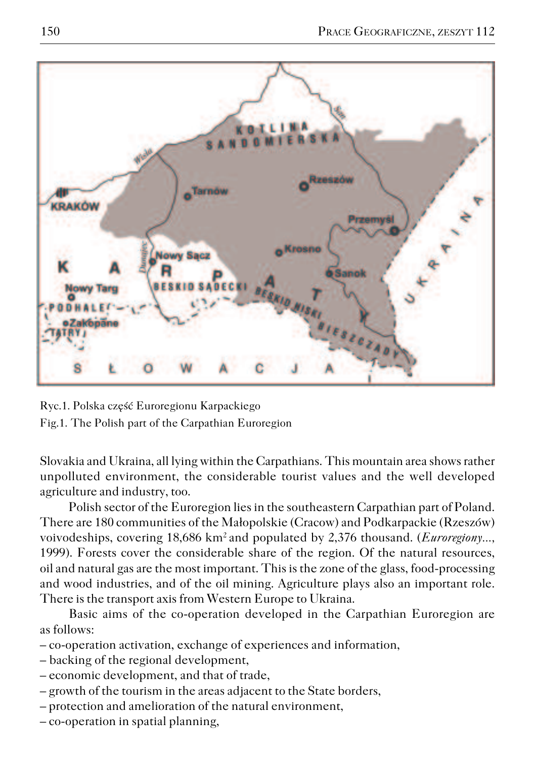Ryc.1. Polska część Euroregionu Karpackiego

Fig.1. The Polish part of the Carpathian Euroregion

Slovakia and Ukraina, all lying within the Carpathians. This mountain area shows rather unpolluted environment, the considerable tourist values and the well developed agriculture and industry, too.

Polish sector of the Euroregion lies in the southeastern Carpathian part of Poland. There are 180 communities of the Małopolskie (Cracow) and Podkarpackie (Rzeszów) voivodeships, covering 18,686 km$^2$ and populated by 2,376 thousand. (*Euroregiony*..., 1999). Forests cover the considerable share of the region. Of the natural resources, oil and natural gas are the most important. This is the zone of the glass, food-processing and wood industries, and of the oil mining. Agriculture plays also an important role. There is the transport axis from Western Europe to Ukraina.

Basic aims of the co-operation developed in the Carpathian Euroregion are as follows:

– co-operation activation, exchange of experiences and information,
– backing of the regional development,
– economic development, and that of trade,
– growth of the tourism in the areas adjacent to the State borders,
– protection and amelioration of the natural environment,
– co-operation in spatial planning,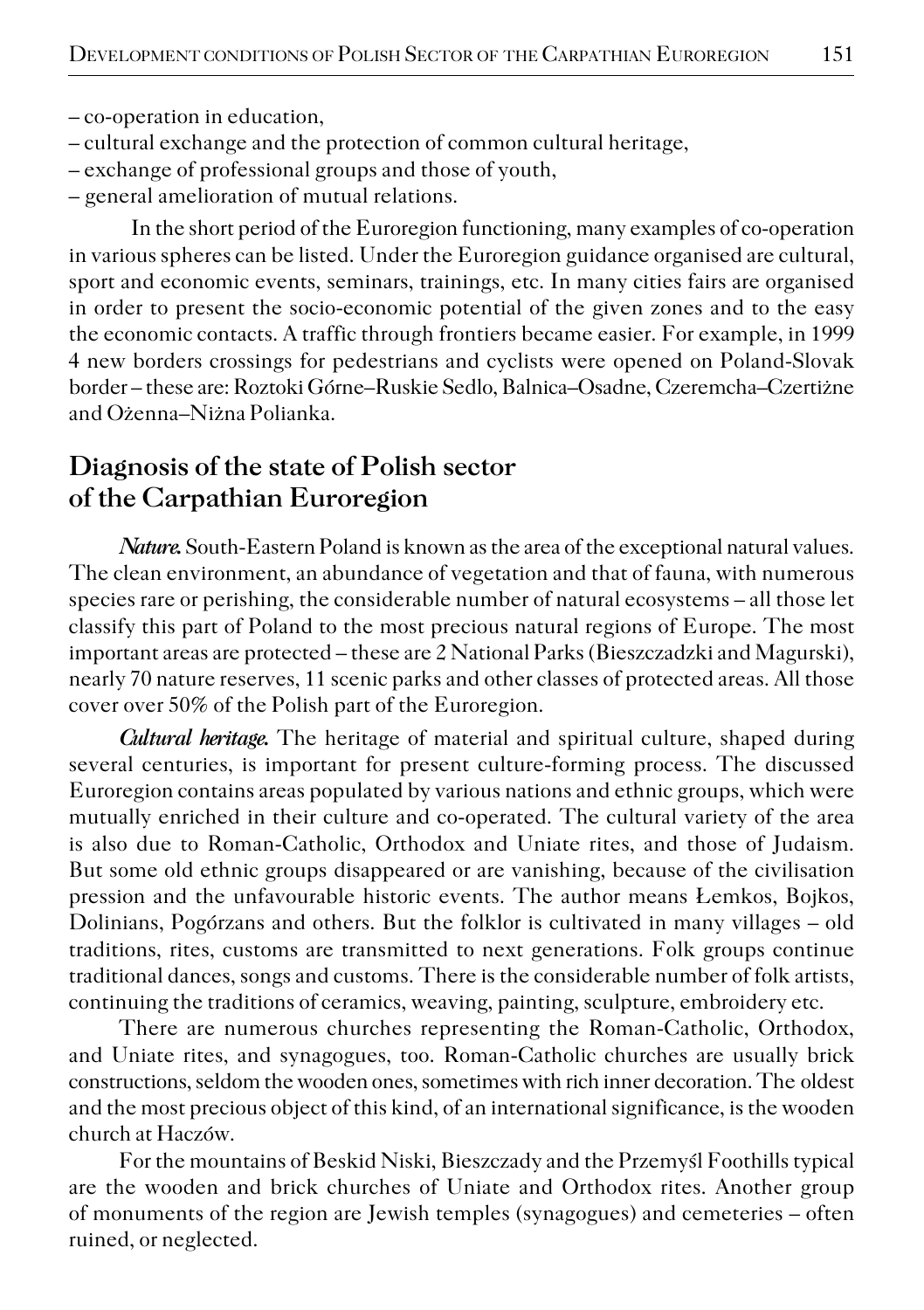– co-operation in education,
– cultural exchange and the protection of common cultural heritage,
– exchange of professional groups and those of youth,
– general amelioration of mutual relations.

In the short period of the Euroregion functioning, many examples of co-operation in various spheres can be listed. Under the Euroregion guidance organised are cultural, sport and economic events, seminars, trainings, etc. In many cities fairs are organised in order to present the socio-economic potential of the given zones and to the easy the economic contacts. A traffic through frontiers became easier. For example, in 1999 4 new borders crossings for pedestrians and cyclists were opened on Poland-Slovak border – these are: Roztoki Górne–Ruskie Sedlo, Balnica–Osadne, Czeremcha–Czertiżne and Ożenna–Niżna Polianka.

## Diagnosis of the state of Polish sector of the Carpathian Euroregion

***Nature.*** South-Eastern Poland is known as the area of the exceptional natural values. The clean environment, an abundance of vegetation and that of fauna, with numerous species rare or perishing, the considerable number of natural ecosystems – all those let classify this part of Poland to the most precious natural regions of Europe. The most important areas are protected – these are 2 National Parks (Bieszczadzki and Magurski), nearly 70 nature reserves, 11 scenic parks and other classes of protected areas. All those cover over 50% of the Polish part of the Euroregion.

***Cultural heritage.*** The heritage of material and spiritual culture, shaped during several centuries, is important for present culture-forming process. The discussed Euroregion contains areas populated by various nations and ethnic groups, which were mutually enriched in their culture and co-operated. The cultural variety of the area is also due to Roman-Catholic, Orthodox and Uniate rites, and those of Judaism. But some old ethnic groups disappeared or are vanishing, because of the civilisation pression and the unfavourable historic events. The author means Łemkos, Bojkos, Dolinians, Pogórzans and others. But the folklor is cultivated in many villages – old traditions, rites, customs are transmitted to next generations. Folk groups continue traditional dances, songs and customs. There is the considerable number of folk artists, continuing the traditions of ceramics, weaving, painting, sculpture, embroidery etc.

There are numerous churches representing the Roman-Catholic, Orthodox, and Uniate rites, and synagogues, too. Roman-Catholic churches are usually brick constructions, seldom the wooden ones, sometimes with rich inner decoration. The oldest and the most precious object of this kind, of an international significance, is the wooden church at Haczów.

For the mountains of Beskid Niski, Bieszczady and the Przemyśl Foothills typical are the wooden and brick churches of Uniate and Orthodox rites. Another group of monuments of the region are Jewish temples (synagogues) and cemeteries – often ruined, or neglected.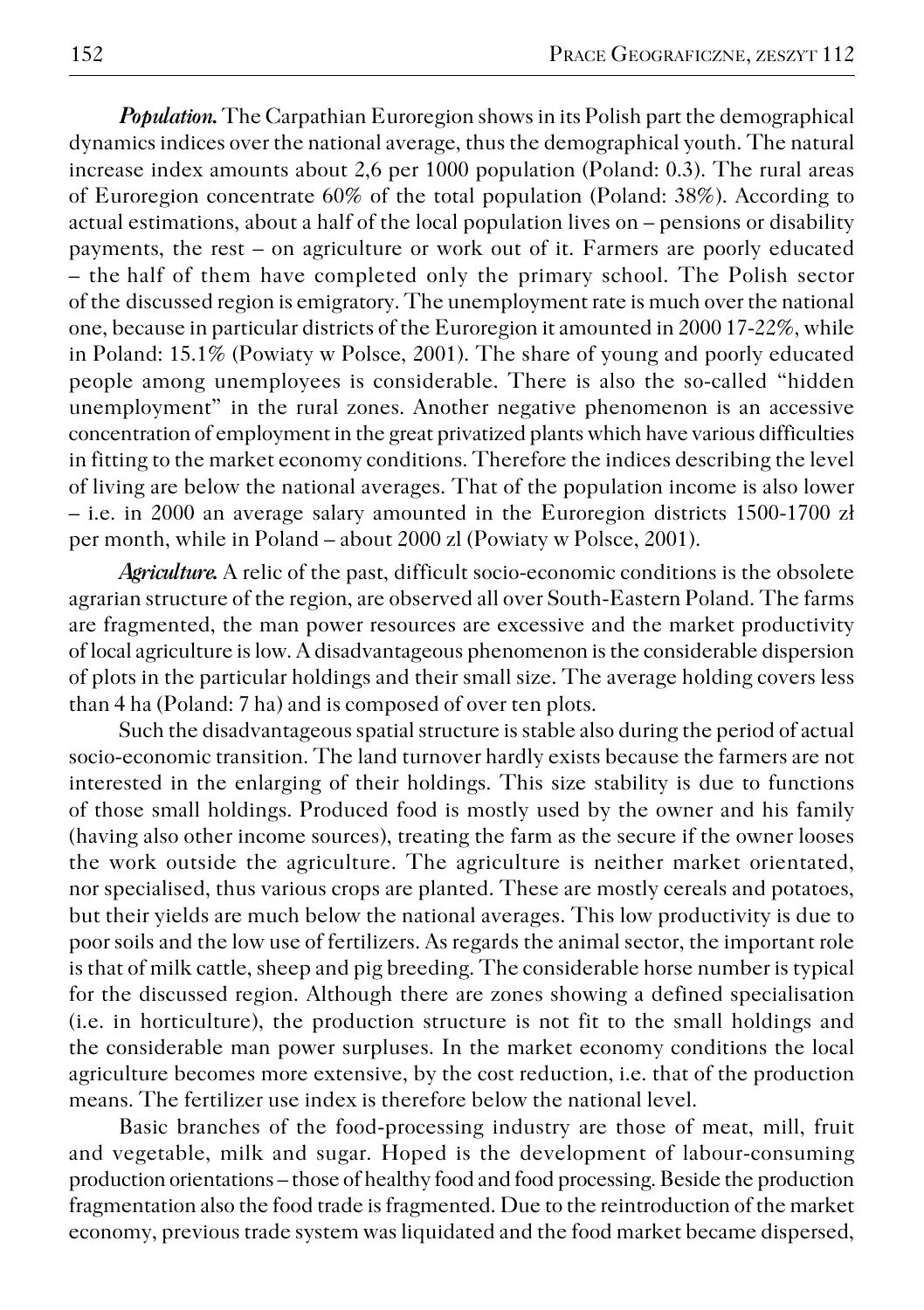***Population.*** The Carpathian Euroregion shows in its Polish part the demographical dynamics indices over the national average, thus the demographical youth. The natural increase index amounts about 2,6 per 1000 population (Poland: 0.3). The rural areas of Euroregion concentrate 60% of the total population (Poland: 38%). According to actual estimations, about a half of the local population lives on – pensions or disability payments, the rest – on agriculture or work out of it. Farmers are poorly educated – the half of them have completed only the primary school. The Polish sector of the discussed region is emigratory. The unemployment rate is much over the national one, because in particular districts of the Euroregion it amounted in 2000 17-22%, while in Poland: 15.1% (Powiaty w Polsce, 2001). The share of young and poorly educated people among unemployees is considerable. There is also the so-called "hidden unemployment" in the rural zones. Another negative phenomenon is an accessive concentration of employment in the great privatized plants which have various difficulties in fitting to the market economy conditions. Therefore the indices describing the level of living are below the national averages. That of the population income is also lower – i.e. in 2000 an average salary amounted in the Euroregion districts 1500-1700 zł per month, while in Poland – about 2000 zl (Powiaty w Polsce, 2001).

***Agriculture.*** A relic of the past, difficult socio-economic conditions is the obsolete agrarian structure of the region, are observed all over South-Eastern Poland. The farms are fragmented, the man power resources are excessive and the market productivity of local agriculture is low. A disadvantageous phenomenon is the considerable dispersion of plots in the particular holdings and their small size. The average holding covers less than 4 ha (Poland: 7 ha) and is composed of over ten plots.

Such the disadvantageous spatial structure is stable also during the period of actual socio-economic transition. The land turnover hardly exists because the farmers are not interested in the enlarging of their holdings. This size stability is due to functions of those small holdings. Produced food is mostly used by the owner and his family (having also other income sources), treating the farm as the secure if the owner looses the work outside the agriculture. The agriculture is neither market orientated, nor specialised, thus various crops are planted. These are mostly cereals and potatoes, but their yields are much below the national averages. This low productivity is due to poor soils and the low use of fertilizers. As regards the animal sector, the important role is that of milk cattle, sheep and pig breeding. The considerable horse number is typical for the discussed region. Although there are zones showing a defined specialisation (i.e. in horticulture), the production structure is not fit to the small holdings and the considerable man power surpluses. In the market economy conditions the local agriculture becomes more extensive, by the cost reduction, i.e. that of the production means. The fertilizer use index is therefore below the national level.

Basic branches of the food-processing industry are those of meat, mill, fruit and vegetable, milk and sugar. Hoped is the development of labour-consuming production orientations – those of healthy food and food processing. Beside the production fragmentation also the food trade is fragmented. Due to the reintroduction of the market economy, previous trade system was liquidated and the food market became dispersed,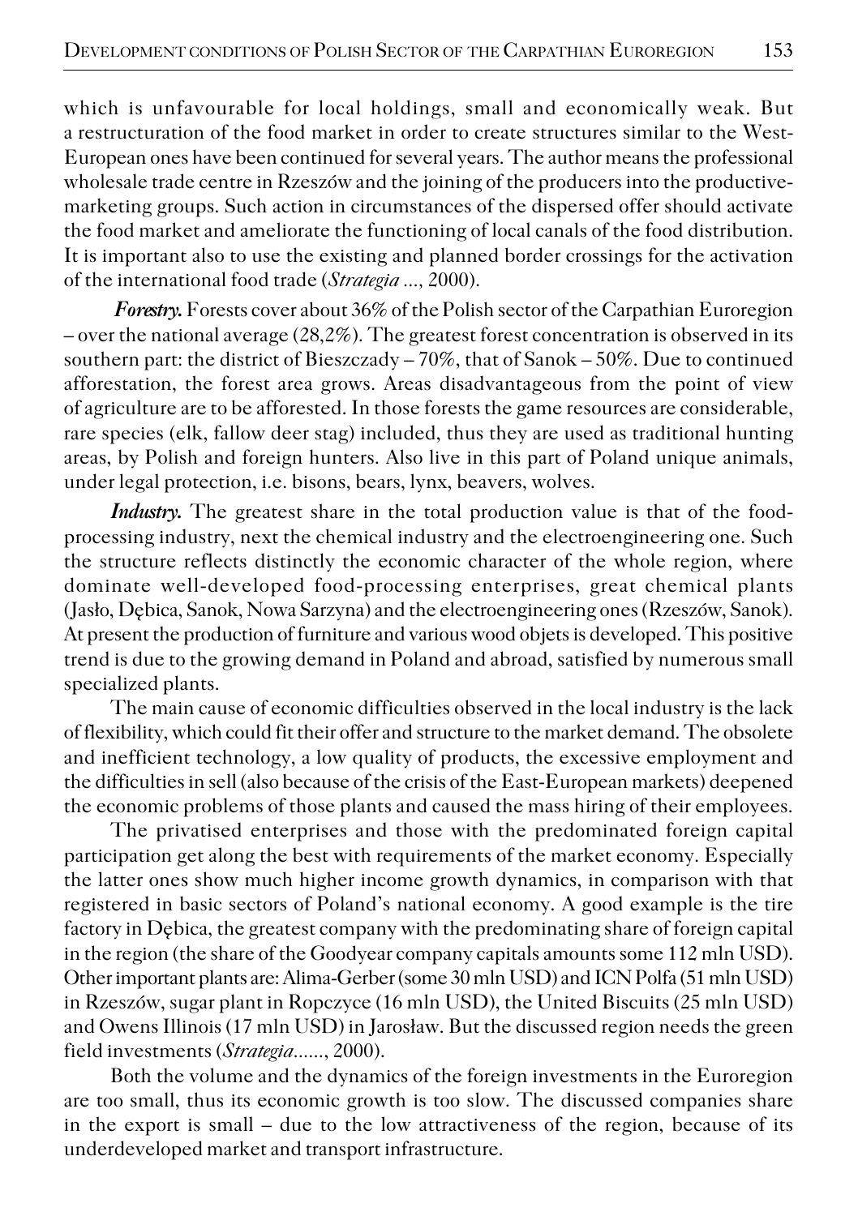which is unfavourable for local holdings, small and economically weak. But a restructuration of the food market in order to create structures similar to the West-European ones have been continued for several years. The author means the professional wholesale trade centre in Rzeszów and the joining of the producers into the productive-marketing groups. Such action in circumstances of the dispersed offer should activate the food market and ameliorate the functioning of local canals of the food distribution. It is important also to use the existing and planned border crossings for the activation of the international food trade (*Strategia ...*, 2000).

***Forestry.*** Forests cover about 36% of the Polish sector of the Carpathian Euroregion – over the national average (28,2%). The greatest forest concentration is observed in its southern part: the district of Bieszczady – 70%, that of Sanok – 50%. Due to continued afforestation, the forest area grows. Areas disadvantageous from the point of view of agriculture are to be afforested. In those forests the game resources are considerable, rare species (elk, fallow deer stag) included, thus they are used as traditional hunting areas, by Polish and foreign hunters. Also live in this part of Poland unique animals, under legal protection, i.e. bisons, bears, lynx, beavers, wolves.

***Industry.*** The greatest share in the total production value is that of the food-processing industry, next the chemical industry and the electroengineering one. Such the structure reflects distinctly the economic character of the whole region, where dominate well-developed food-processing enterprises, great chemical plants (Jasło, Dębica, Sanok, Nowa Sarzyna) and the electroengineering ones (Rzeszów, Sanok). At present the production of furniture and various wood objets is developed. This positive trend is due to the growing demand in Poland and abroad, satisfied by numerous small specialized plants.

The main cause of economic difficulties observed in the local industry is the lack of flexibility, which could fit their offer and structure to the market demand. The obsolete and inefficient technology, a low quality of products, the excessive employment and the difficulties in sell (also because of the crisis of the East-European markets) deepened the economic problems of those plants and caused the mass hiring of their employees.

The privatised enterprises and those with the predominated foreign capital participation get along the best with requirements of the market economy. Especially the latter ones show much higher income growth dynamics, in comparison with that registered in basic sectors of Poland's national economy. A good example is the tire factory in Dębica, the greatest company with the predominating share of foreign capital in the region (the share of the Goodyear company capitals amounts some 112 mln USD). Other important plants are: Alima-Gerber (some 30 mln USD) and ICN Polfa (51 mln USD) in Rzeszów, sugar plant in Ropczyce (16 mln USD), the United Biscuits (25 mln USD) and Owens Illinois (17 mln USD) in Jarosław. But the discussed region needs the green field investments (*Strategia......*, 2000).

Both the volume and the dynamics of the foreign investments in the Euroregion are too small, thus its economic growth is too slow. The discussed companies share in the export is small – due to the low attractiveness of the region, because of its underdeveloped market and transport infrastructure.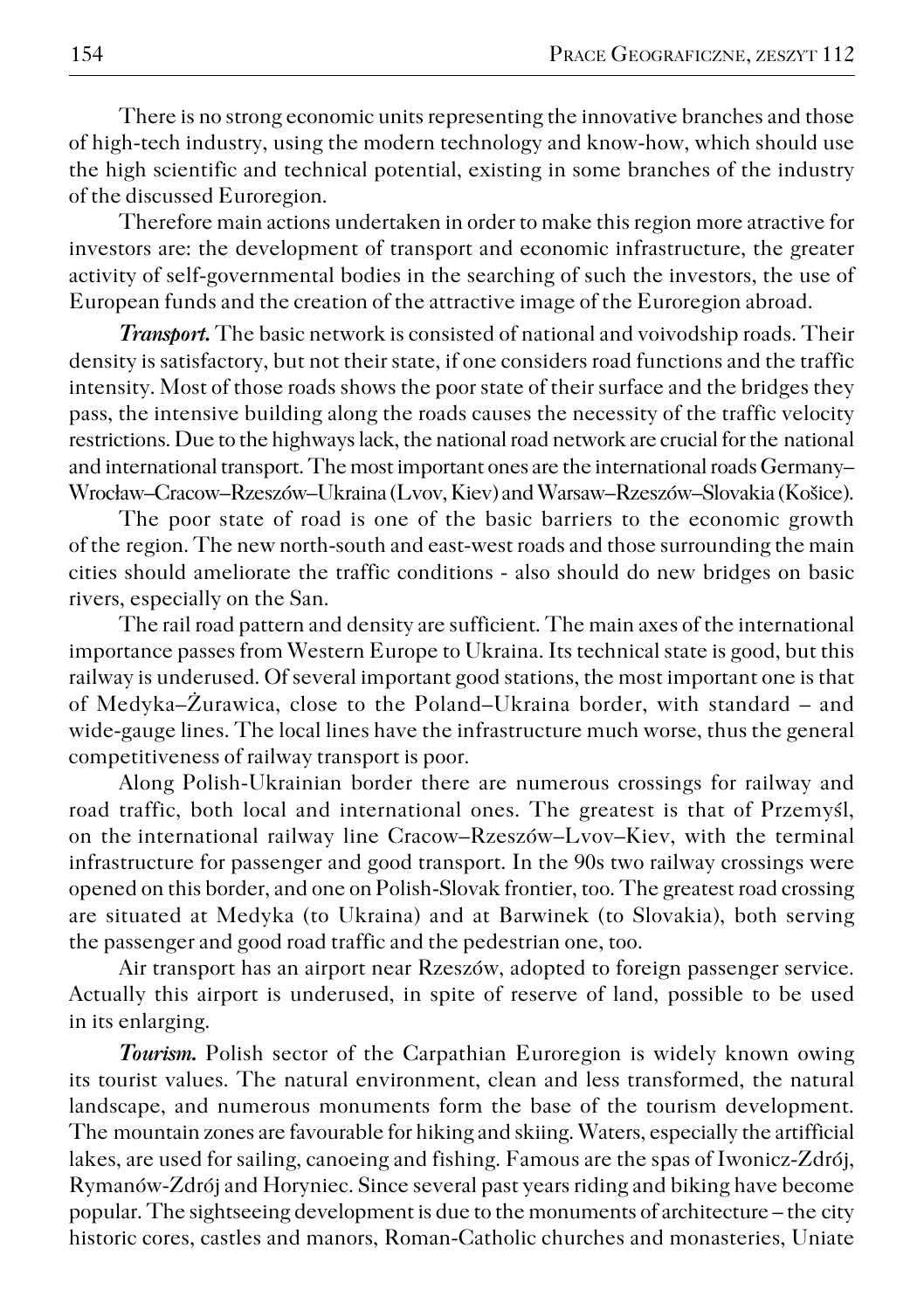There is no strong economic units representing the innovative branches and those of high-tech industry, using the modern technology and know-how, which should use the high scientific and technical potential, existing in some branches of the industry of the discussed Euroregion.

Therefore main actions undertaken in order to make this region more atractive for investors are: the development of transport and economic infrastructure, the greater activity of self-governmental bodies in the searching of such the investors, the use of European funds and the creation of the attractive image of the Euroregion abroad.

***Transport.*** The basic network is consisted of national and voivodship roads. Their density is satisfactory, but not their state, if one considers road functions and the traffic intensity. Most of those roads shows the poor state of their surface and the bridges they pass, the intensive building along the roads causes the necessity of the traffic velocity restrictions. Due to the highways lack, the national road network are crucial for the national and international transport. The most important ones are the international roads Germany–Wrocław–Cracow–Rzeszów–Ukraina (Lvov, Kiev) and Warsaw–Rzeszów–Slovakia (Košice).

The poor state of road is one of the basic barriers to the economic growth of the region. The new north-south and east-west roads and those surrounding the main cities should ameliorate the traffic conditions - also should do new bridges on basic rivers, especially on the San.

The rail road pattern and density are sufficient. The main axes of the international importance passes from Western Europe to Ukraina. Its technical state is good, but this railway is underused. Of several important good stations, the most important one is that of Medyka–Żurawica, close to the Poland–Ukraina border, with standard – and wide-gauge lines. The local lines have the infrastructure much worse, thus the general competitiveness of railway transport is poor.

Along Polish-Ukrainian border there are numerous crossings for railway and road traffic, both local and international ones. The greatest is that of Przemyśl, on the international railway line Cracow–Rzeszów–Lvov–Kiev, with the terminal infrastructure for passenger and good transport. In the 90s two railway crossings were opened on this border, and one on Polish-Slovak frontier, too. The greatest road crossing are situated at Medyka (to Ukraina) and at Barwinek (to Slovakia), both serving the passenger and good road traffic and the pedestrian one, too.

Air transport has an airport near Rzeszów, adopted to foreign passenger service. Actually this airport is underused, in spite of reserve of land, possible to be used in its enlarging.

***Tourism.*** Polish sector of the Carpathian Euroregion is widely known owing its tourist values. The natural environment, clean and less transformed, the natural landscape, and numerous monuments form the base of the tourism development. The mountain zones are favourable for hiking and skiing. Waters, especially the artifficial lakes, are used for sailing, canoeing and fishing. Famous are the spas of Iwonicz-Zdrój, Rymanów-Zdrój and Horyniec. Since several past years riding and biking have become popular. The sightseeing development is due to the monuments of architecture – the city historic cores, castles and manors, Roman-Catholic churches and monasteries, Uniate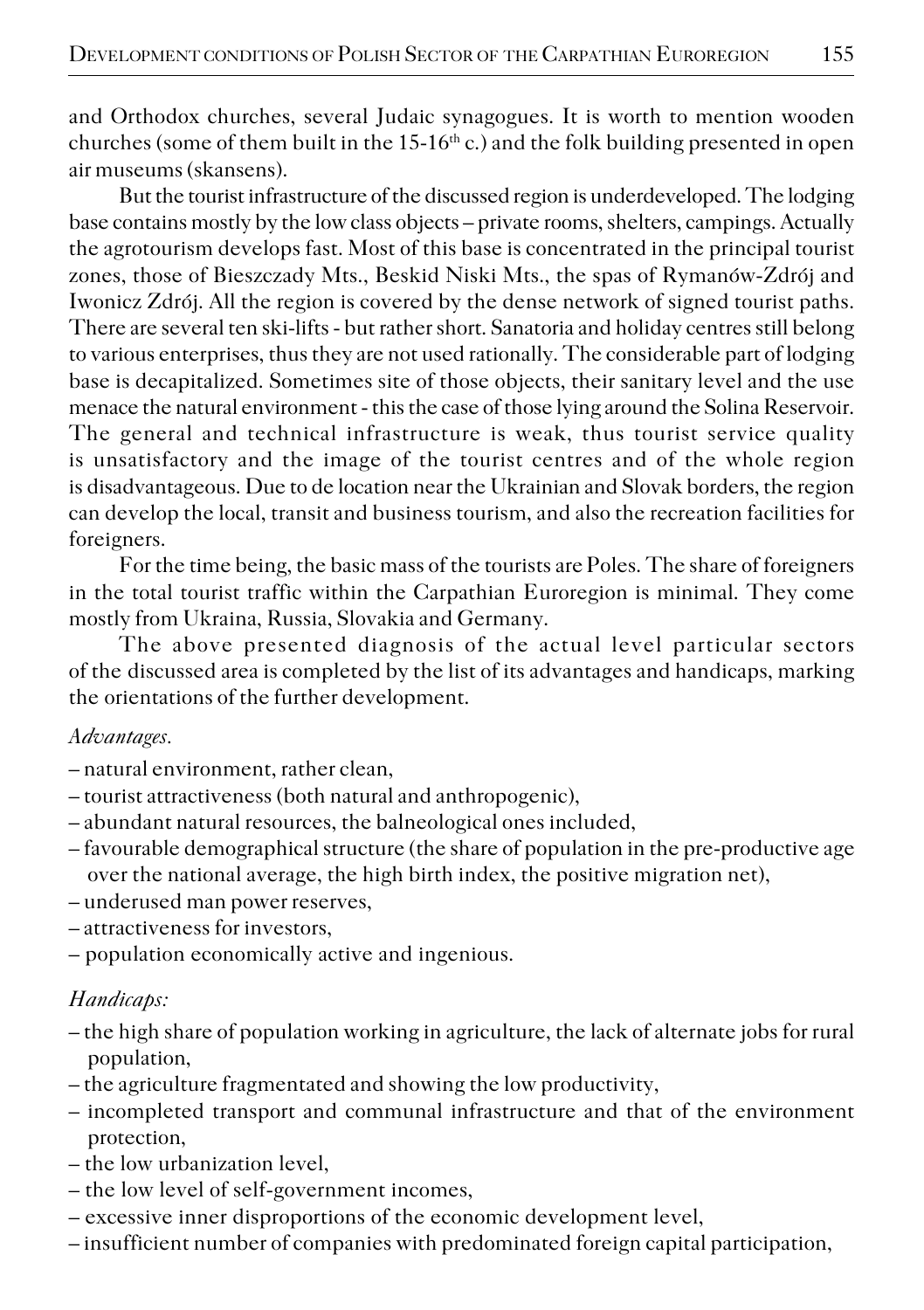and Orthodox churches, several Judaic synagogues. It is worth to mention wooden churches (some of them built in the 15-16th c.) and the folk building presented in open air museums (skansens).

But the tourist infrastructure of the discussed region is underdeveloped. The lodging base contains mostly by the low class objects – private rooms, shelters, campings. Actually the agrotourism develops fast. Most of this base is concentrated in the principal tourist zones, those of Bieszczady Mts., Beskid Niski Mts., the spas of Rymanów-Zdrój and Iwonicz Zdrój. All the region is covered by the dense network of signed tourist paths. There are several ten ski-lifts - but rather short. Sanatoria and holiday centres still belong to various enterprises, thus they are not used rationally. The considerable part of lodging base is decapitalized. Sometimes site of those objects, their sanitary level and the use menace the natural environment - this the case of those lying around the Solina Reservoir. The general and technical infrastructure is weak, thus tourist service quality is unsatisfactory and the image of the tourist centres and of the whole region is disadvantageous. Due to de location near the Ukrainian and Slovak borders, the region can develop the local, transit and business tourism, and also the recreation facilities for foreigners.

For the time being, the basic mass of the tourists are Poles. The share of foreigners in the total tourist traffic within the Carpathian Euroregion is minimal. They come mostly from Ukraina, Russia, Slovakia and Germany.

The above presented diagnosis of the actual level particular sectors of the discussed area is completed by the list of its advantages and handicaps, marking the orientations of the further development.

*Advantages.*

– natural environment, rather clean,
– tourist attractiveness (both natural and anthropogenic),
– abundant natural resources, the balneological ones included,
– favourable demographical structure (the share of population in the pre-productive age over the national average, the high birth index, the positive migration net),
– underused man power reserves,
– attractiveness for investors,
– population economically active and ingenious.

*Handicaps:*

– the high share of population working in agriculture, the lack of alternate jobs for rural population,
– the agriculture fragmentated and showing the low productivity,
– incompleted transport and communal infrastructure and that of the environment protection,
– the low urbanization level,
– the low level of self-government incomes,
– excessive inner disproportions of the economic development level,
– insufficient number of companies with predominated foreign capital participation,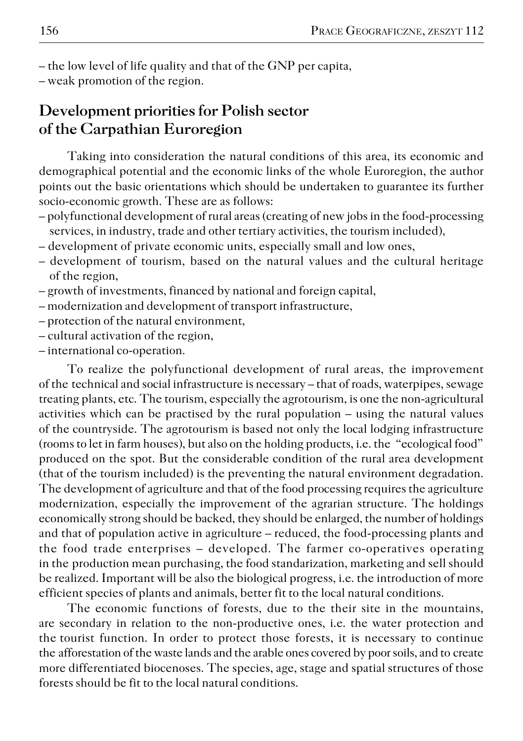– the low level of life quality and that of the GNP per capita,
– weak promotion of the region.

## Development priorities for Polish sector of the Carpathian Euroregion

Taking into consideration the natural conditions of this area, its economic and demographical potential and the economic links of the whole Euroregion, the author points out the basic orientations which should be undertaken to guarantee its further socio-economic growth. These are as follows:

– polyfunctional development of rural areas (creating of new jobs in the food-processing services, in industry, trade and other tertiary activities, the tourism included),
– development of private economic units, especially small and low ones,
– development of tourism, based on the natural values and the cultural heritage of the region,
– growth of investments, financed by national and foreign capital,
– modernization and development of transport infrastructure,
– protection of the natural environment,
– cultural activation of the region,
– international co-operation.

To realize the polyfunctional development of rural areas, the improvement of the technical and social infrastructure is necessary – that of roads, waterpipes, sewage treating plants, etc. The tourism, especially the agrotourism, is one the non-agricultural activities which can be practised by the rural population – using the natural values of the countryside. The agrotourism is based not only the local lodging infrastructure (rooms to let in farm houses), but also on the holding products, i.e. the "ecological food" produced on the spot. But the considerable condition of the rural area development (that of the tourism included) is the preventing the natural environment degradation. The development of agriculture and that of the food processing requires the agriculture modernization, especially the improvement of the agrarian structure. The holdings economically strong should be backed, they should be enlarged, the number of holdings and that of population active in agriculture – reduced, the food-processing plants and the food trade enterprises – developed. The farmer co-operatives operating in the production mean purchasing, the food standarization, marketing and sell should be realized. Important will be also the biological progress, i.e. the introduction of more efficient species of plants and animals, better fit to the local natural conditions.

The economic functions of forests, due to the their site in the mountains, are secondary in relation to the non-productive ones, i.e. the water protection and the tourist function. In order to protect those forests, it is necessary to continue the afforestation of the waste lands and the arable ones covered by poor soils, and to create more differentiated biocenoses. The species, age, stage and spatial structures of those forests should be fit to the local natural conditions.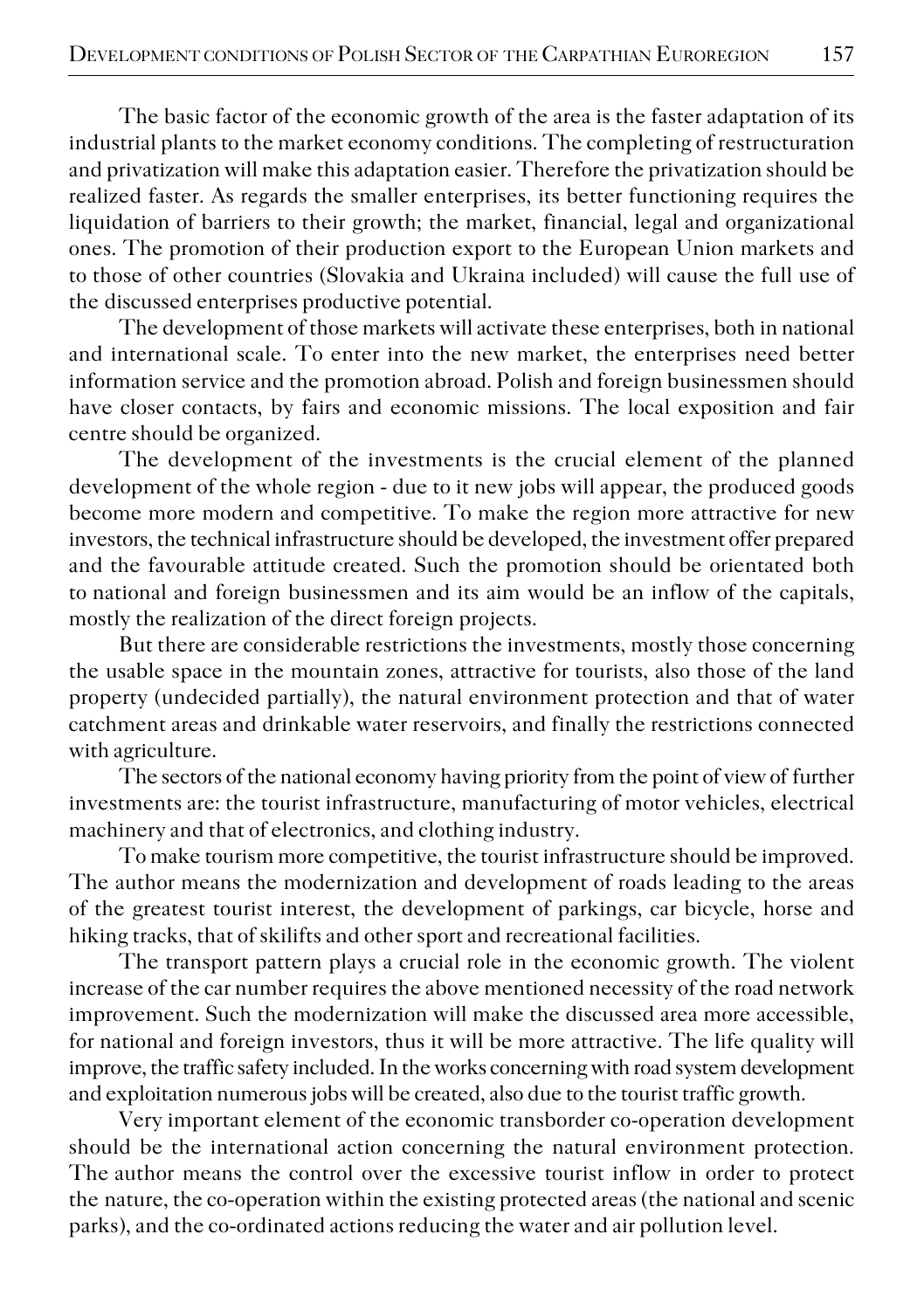The basic factor of the economic growth of the area is the faster adaptation of its industrial plants to the market economy conditions. The completing of restructuration and privatization will make this adaptation easier. Therefore the privatization should be realized faster. As regards the smaller enterprises, its better functioning requires the liquidation of barriers to their growth; the market, financial, legal and organizational ones. The promotion of their production export to the European Union markets and to those of other countries (Slovakia and Ukraina included) will cause the full use of the discussed enterprises productive potential.

The development of those markets will activate these enterprises, both in national and international scale. To enter into the new market, the enterprises need better information service and the promotion abroad. Polish and foreign businessmen should have closer contacts, by fairs and economic missions. The local exposition and fair centre should be organized.

The development of the investments is the crucial element of the planned development of the whole region - due to it new jobs will appear, the produced goods become more modern and competitive. To make the region more attractive for new investors, the technical infrastructure should be developed, the investment offer prepared and the favourable attitude created. Such the promotion should be orientated both to national and foreign businessmen and its aim would be an inflow of the capitals, mostly the realization of the direct foreign projects.

But there are considerable restrictions the investments, mostly those concerning the usable space in the mountain zones, attractive for tourists, also those of the land property (undecided partially), the natural environment protection and that of water catchment areas and drinkable water reservoirs, and finally the restrictions connected with agriculture.

The sectors of the national economy having priority from the point of view of further investments are: the tourist infrastructure, manufacturing of motor vehicles, electrical machinery and that of electronics, and clothing industry.

To make tourism more competitive, the tourist infrastructure should be improved. The author means the modernization and development of roads leading to the areas of the greatest tourist interest, the development of parkings, car bicycle, horse and hiking tracks, that of skilifts and other sport and recreational facilities.

The transport pattern plays a crucial role in the economic growth. The violent increase of the car number requires the above mentioned necessity of the road network improvement. Such the modernization will make the discussed area more accessible, for national and foreign investors, thus it will be more attractive. The life quality will improve, the traffic safety included. In the works concerning with road system development and exploitation numerous jobs will be created, also due to the tourist traffic growth.

Very important element of the economic transborder co-operation development should be the international action concerning the natural environment protection. The author means the control over the excessive tourist inflow in order to protect the nature, the co-operation within the existing protected areas (the national and scenic parks), and the co-ordinated actions reducing the water and air pollution level.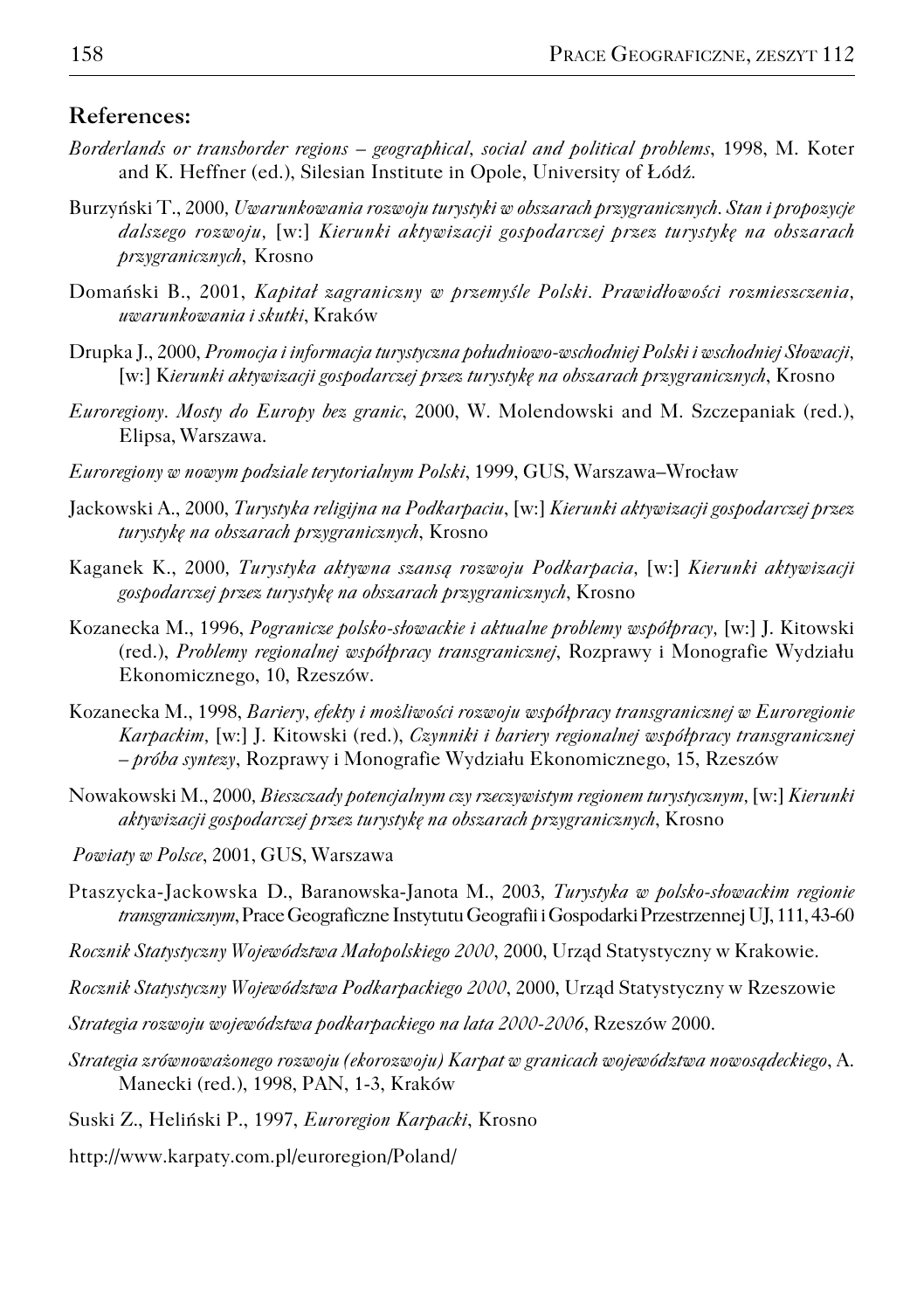## References:

*Borderlands or transborder regions – geographical, social and political problems*, 1998, M. Koter and K. Heffner (ed.), Silesian Institute in Opole, University of Łódź.

Burzyński T., 2000, *Uwarunkowania rozwoju turystyki w obszarach przygranicznych. Stan i propozycje dalszego rozwoju*, [w:] *Kierunki aktywizacji gospodarczej przez turystykę na obszarach przygranicznych*, Krosno

Domański B., 2001, *Kapitał zagraniczny w przemyśle Polski. Prawidłowości rozmieszczenia, uwarunkowania i skutki*, Kraków

Drupka J., 2000, *Promocja i informacja turystyczna południowo-wschodniej Polski i wschodniej Słowacji*, [w:] K*ierunki aktywizacji gospodarczej przez turystykę na obszarach przygranicznych*, Krosno

*Euroregiony. Mosty do Europy bez granic*, 2000, W. Molendowski and M. Szczepaniak (red.), Elipsa, Warszawa.

*Euroregiony w nowym podziale terytorialnym Polski*, 1999, GUS, Warszawa–Wrocław

Jackowski A., 2000, *Turystyka religijna na Podkarpaciu*, [w:] *Kierunki aktywizacji gospodarczej przez turystykę na obszarach przygranicznych*, Krosno

Kaganek K., 2000, *Turystyka aktywna szansą rozwoju Podkarpacia*, [w:] *Kierunki aktywizacji gospodarczej przez turystykę na obszarach przygranicznych*, Krosno

Kozanecka M., 1996, *Pogranicze polsko-słowackie i aktualne problemy współpracy*, [w:] J. Kitowski (red.), *Problemy regionalnej współpracy transgranicznej*, Rozprawy i Monografie Wydziału Ekonomicznego, 10, Rzeszów.

Kozanecka M., 1998, *Bariery, efekty i możliwości rozwoju współpracy transgranicznej w Euroregionie Karpackim*, [w:] J. Kitowski (red.), *Czynniki i bariery regionalnej współpracy transgranicznej – próba syntezy*, Rozprawy i Monografie Wydziału Ekonomicznego, 15, Rzeszów

Nowakowski M., 2000, *Bieszczady potencjalnym czy rzeczywistym regionem turystycznym*, [w:] *Kierunki aktywizacji gospodarczej przez turystykę na obszarach przygranicznych*, Krosno

*Powiaty w Polsce*, 2001, GUS, Warszawa

Ptaszycka-Jackowska D., Baranowska-Janota M., 2003, *Turystyka w polsko-słowackim regionie transgranicznym*, Prace Geograficzne Instytutu Geografii i Gospodarki Przestrzennej UJ, 111, 43-60

*Rocznik Statystyczny Województwa Małopolskiego 2000*, 2000, Urząd Statystyczny w Krakowie.

*Rocznik Statystyczny Województwa Podkarpackiego 2000*, 2000, Urząd Statystyczny w Rzeszowie

*Strategia rozwoju województwa podkarpackiego na lata 2000-2006*, Rzeszów 2000.

*Strategia zrównoważonego rozwoju (ekorozwoju) Karpat w granicach województwa nowosądeckiego*, A. Manecki (red.), 1998, PAN, 1-3, Kraków

Suski Z., Heliński P., 1997, *Euroregion Karpacki*, Krosno

http://www.karpaty.com.pl/euroregion/Poland/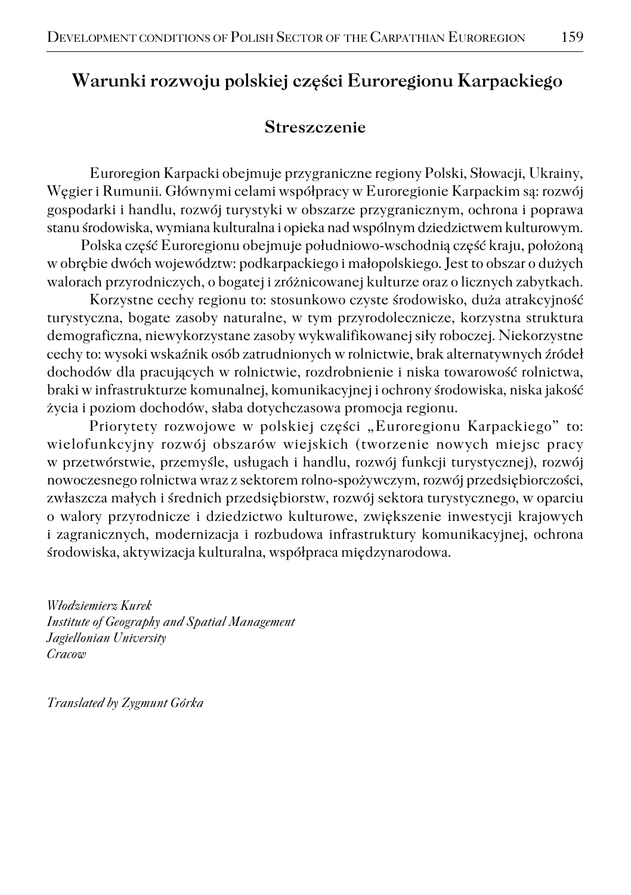## Warunki rozwoju polskiej części Euroregionu Karpackiego

### Streszczenie

Euroregion Karpacki obejmuje przygraniczne regiony Polski, Słowacji, Ukrainy, Węgier i Rumunii. Głównymi celami współpracy w Euroregionie Karpackim są: rozwój gospodarki i handlu, rozwój turystyki w obszarze przygranicznym, ochrona i poprawa stanu środowiska, wymiana kulturalna i opieka nad wspólnym dziedzictwem kulturowym.

Polska część Euroregionu obejmuje południowo-wschodnią część kraju, położoną w obrębie dwóch województw: podkarpackiego i małopolskiego. Jest to obszar o dużych walorach przyrodniczych, o bogatej i zróżnicowanej kulturze oraz o licznych zabytkach.

Korzystne cechy regionu to: stosunkowo czyste środowisko, duża atrakcyjność turystyczna, bogate zasoby naturalne, w tym przyrodolecznicze, korzystna struktura demograficzna, niewykorzystane zasoby wykwalifikowanej siły roboczej. Niekorzystne cechy to: wysoki wskaźnik osób zatrudnionych w rolnictwie, brak alternatywnych źródeł dochodów dla pracujących w rolnictwie, rozdrobnienie i niska towarowość rolnictwa, braki w infrastrukturze komunalnej, komunikacyjnej i ochrony środowiska, niska jakość życia i poziom dochodów, słaba dotychczasowa promocja regionu.

Priorytety rozwojowe w polskiej części „Euroregionu Karpackiego" to: wielofunkcyjny rozwój obszarów wiejskich (tworzenie nowych miejsc pracy w przetwórstwie, przemyśle, usługach i handlu, rozwój funkcji turystycznej), rozwój nowoczesnego rolnictwa wraz z sektorem rolno-spożywczym, rozwój przedsiębiorczości, zwłaszcza małych i średnich przedsiębiorstw, rozwój sektora turystycznego, w oparciu o walory przyrodnicze i dziedzictwo kulturowe, zwiększenie inwestycji krajowych i zagranicznych, modernizacja i rozbudowa infrastruktury komunikacyjnej, ochrona środowiska, aktywizacja kulturalna, współpraca międzynarodowa.

*Włodziemierz Kurek*
*Institute of Geography and Spatial Management*
*Jagiellonian University*
*Cracow*

*Translated by Zygmunt Górka*